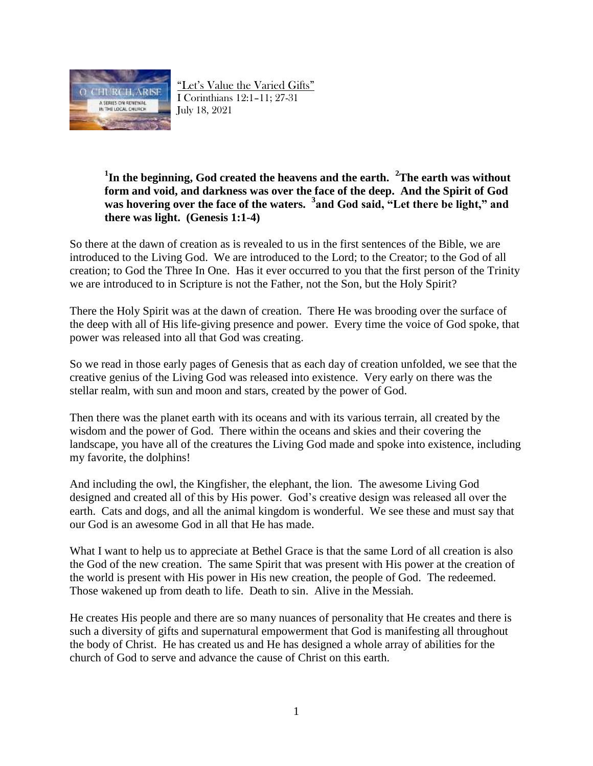"Let's Value the Varied Gifts"
I Corinthians 12:1–11; 27-31
July 18, 2021

> **[1]In the beginning, God created the heavens and the earth. [2]The earth was without form and void, and darkness was over the face of the deep. And the Spirit of God was hovering over the face of the waters. [3]and God said, "Let there be light," and there was light. (Genesis 1:1-4)**

So there at the dawn of creation as is revealed to us in the first sentences of the Bible, we are introduced to the Living God. We are introduced to the Lord; to the Creator; to the God of all creation; to God the Three In One. Has it ever occurred to you that the first person of the Trinity we are introduced to in Scripture is not the Father, not the Son, but the Holy Spirit?

There the Holy Spirit was at the dawn of creation. There He was brooding over the surface of the deep with all of His life-giving presence and power. Every time the voice of God spoke, that power was released into all that God was creating.

So we read in those early pages of Genesis that as each day of creation unfolded, we see that the creative genius of the Living God was released into existence. Very early on there was the stellar realm, with sun and moon and stars, created by the power of God.

Then there was the planet earth with its oceans and with its various terrain, all created by the wisdom and the power of God. There within the oceans and skies and their covering the landscape, you have all of the creatures the Living God made and spoke into existence, including my favorite, the dolphins!

And including the owl, the Kingfisher, the elephant, the lion. The awesome Living God designed and created all of this by His power. God's creative design was released all over the earth. Cats and dogs, and all the animal kingdom is wonderful. We see these and must say that our God is an awesome God in all that He has made.

What I want to help us to appreciate at Bethel Grace is that the same Lord of all creation is also the God of the new creation. The same Spirit that was present with His power at the creation of the world is present with His power in His new creation, the people of God. The redeemed. Those wakened up from death to life. Death to sin. Alive in the Messiah.

He creates His people and there are so many nuances of personality that He creates and there is such a diversity of gifts and supernatural empowerment that God is manifesting all throughout the body of Christ. He has created us and He has designed a whole array of abilities for the church of God to serve and advance the cause of Christ on this earth.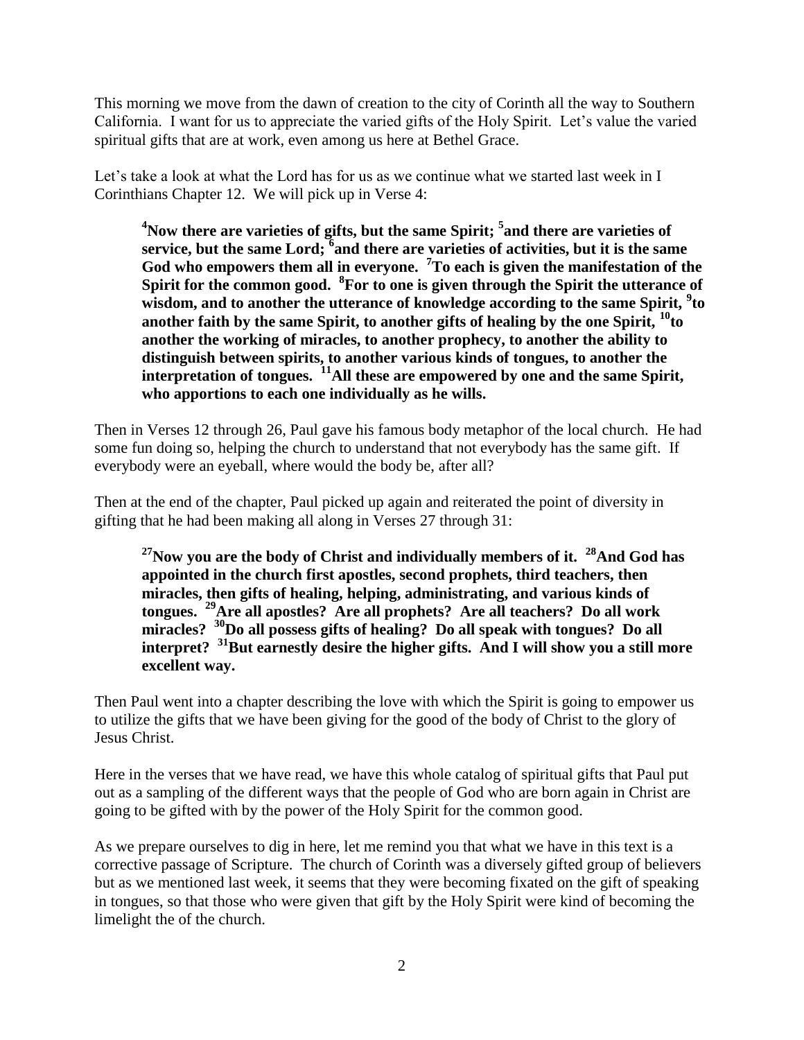This morning we move from the dawn of creation to the city of Corinth all the way to Southern California. I want for us to appreciate the varied gifts of the Holy Spirit. Let's value the varied spiritual gifts that are at work, even among us here at Bethel Grace.

Let's take a look at what the Lord has for us as we continue what we started last week in I Corinthians Chapter 12. We will pick up in Verse 4:

> **[4]Now there are varieties of gifts, but the same Spirit; [5]and there are varieties of service, but the same Lord; [6]and there are varieties of activities, but it is the same God who empowers them all in everyone. [7]To each is given the manifestation of the Spirit for the common good. [8]For to one is given through the Spirit the utterance of wisdom, and to another the utterance of knowledge according to the same Spirit, [9]to another faith by the same Spirit, to another gifts of healing by the one Spirit, [10]to another the working of miracles, to another prophecy, to another the ability to distinguish between spirits, to another various kinds of tongues, to another the interpretation of tongues. [11]All these are empowered by one and the same Spirit, who apportions to each one individually as he wills.**

Then in Verses 12 through 26, Paul gave his famous body metaphor of the local church. He had some fun doing so, helping the church to understand that not everybody has the same gift. If everybody were an eyeball, where would the body be, after all?

Then at the end of the chapter, Paul picked up again and reiterated the point of diversity in gifting that he had been making all along in Verses 27 through 31:

> **[27]Now you are the body of Christ and individually members of it. [28]And God has appointed in the church first apostles, second prophets, third teachers, then miracles, then gifts of healing, helping, administrating, and various kinds of tongues. [29]Are all apostles? Are all prophets? Are all teachers? Do all work miracles? [30]Do all possess gifts of healing? Do all speak with tongues? Do all interpret? [31]But earnestly desire the higher gifts. And I will show you a still more excellent way.**

Then Paul went into a chapter describing the love with which the Spirit is going to empower us to utilize the gifts that we have been giving for the good of the body of Christ to the glory of Jesus Christ.

Here in the verses that we have read, we have this whole catalog of spiritual gifts that Paul put out as a sampling of the different ways that the people of God who are born again in Christ are going to be gifted with by the power of the Holy Spirit for the common good.

As we prepare ourselves to dig in here, let me remind you that what we have in this text is a corrective passage of Scripture. The church of Corinth was a diversely gifted group of believers but as we mentioned last week, it seems that they were becoming fixated on the gift of speaking in tongues, so that those who were given that gift by the Holy Spirit were kind of becoming the limelight the of the church.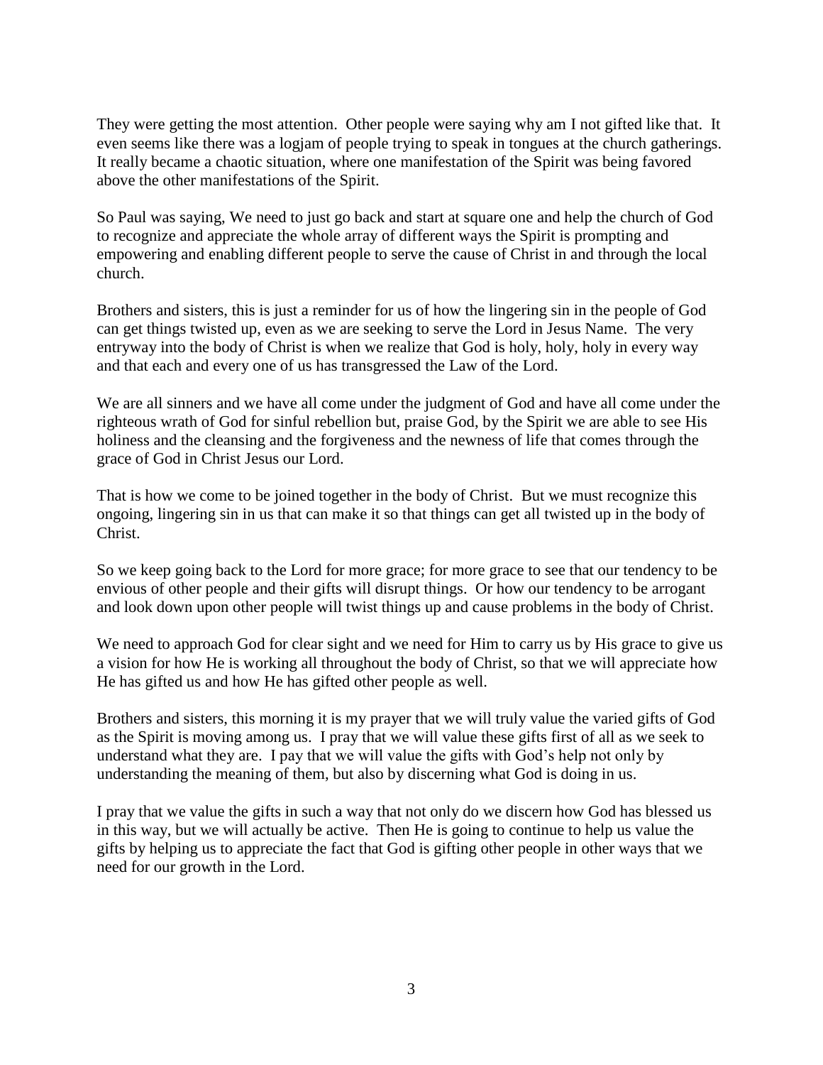They were getting the most attention. Other people were saying why am I not gifted like that. It even seems like there was a logjam of people trying to speak in tongues at the church gatherings. It really became a chaotic situation, where one manifestation of the Spirit was being favored above the other manifestations of the Spirit.

So Paul was saying, We need to just go back and start at square one and help the church of God to recognize and appreciate the whole array of different ways the Spirit is prompting and empowering and enabling different people to serve the cause of Christ in and through the local church.

Brothers and sisters, this is just a reminder for us of how the lingering sin in the people of God can get things twisted up, even as we are seeking to serve the Lord in Jesus Name. The very entryway into the body of Christ is when we realize that God is holy, holy, holy in every way and that each and every one of us has transgressed the Law of the Lord.

We are all sinners and we have all come under the judgment of God and have all come under the righteous wrath of God for sinful rebellion but, praise God, by the Spirit we are able to see His holiness and the cleansing and the forgiveness and the newness of life that comes through the grace of God in Christ Jesus our Lord.

That is how we come to be joined together in the body of Christ. But we must recognize this ongoing, lingering sin in us that can make it so that things can get all twisted up in the body of Christ.

So we keep going back to the Lord for more grace; for more grace to see that our tendency to be envious of other people and their gifts will disrupt things. Or how our tendency to be arrogant and look down upon other people will twist things up and cause problems in the body of Christ.

We need to approach God for clear sight and we need for Him to carry us by His grace to give us a vision for how He is working all throughout the body of Christ, so that we will appreciate how He has gifted us and how He has gifted other people as well.

Brothers and sisters, this morning it is my prayer that we will truly value the varied gifts of God as the Spirit is moving among us. I pray that we will value these gifts first of all as we seek to understand what they are. I pay that we will value the gifts with God's help not only by understanding the meaning of them, but also by discerning what God is doing in us.

I pray that we value the gifts in such a way that not only do we discern how God has blessed us in this way, but we will actually be active. Then He is going to continue to help us value the gifts by helping us to appreciate the fact that God is gifting other people in other ways that we need for our growth in the Lord.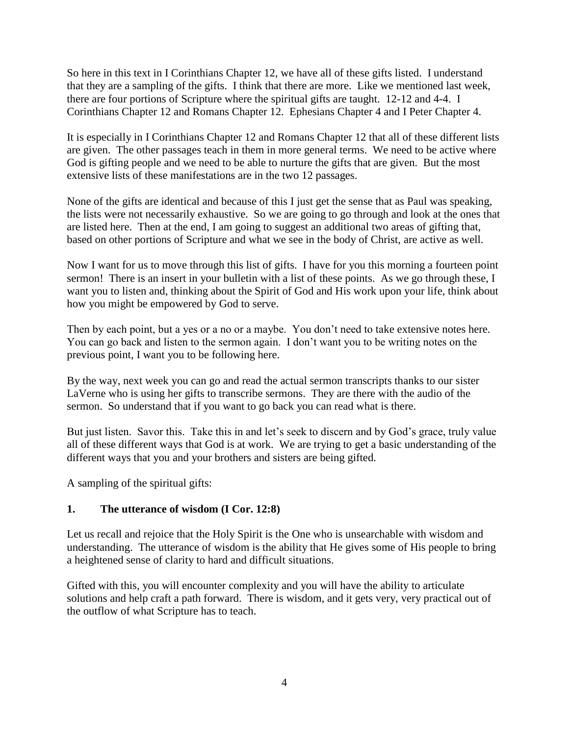So here in this text in I Corinthians Chapter 12, we have all of these gifts listed. I understand that they are a sampling of the gifts. I think that there are more. Like we mentioned last week, there are four portions of Scripture where the spiritual gifts are taught. 12-12 and 4-4. I Corinthians Chapter 12 and Romans Chapter 12. Ephesians Chapter 4 and I Peter Chapter 4.

It is especially in I Corinthians Chapter 12 and Romans Chapter 12 that all of these different lists are given. The other passages teach in them in more general terms. We need to be active where God is gifting people and we need to be able to nurture the gifts that are given. But the most extensive lists of these manifestations are in the two 12 passages.

None of the gifts are identical and because of this I just get the sense that as Paul was speaking, the lists were not necessarily exhaustive. So we are going to go through and look at the ones that are listed here. Then at the end, I am going to suggest an additional two areas of gifting that, based on other portions of Scripture and what we see in the body of Christ, are active as well.

Now I want for us to move through this list of gifts. I have for you this morning a fourteen point sermon! There is an insert in your bulletin with a list of these points. As we go through these, I want you to listen and, thinking about the Spirit of God and His work upon your life, think about how you might be empowered by God to serve.

Then by each point, but a yes or a no or a maybe. You don't need to take extensive notes here. You can go back and listen to the sermon again. I don't want you to be writing notes on the previous point, I want you to be following here.

By the way, next week you can go and read the actual sermon transcripts thanks to our sister LaVerne who is using her gifts to transcribe sermons. They are there with the audio of the sermon. So understand that if you want to go back you can read what is there.

But just listen. Savor this. Take this in and let's seek to discern and by God's grace, truly value all of these different ways that God is at work. We are trying to get a basic understanding of the different ways that you and your brothers and sisters are being gifted.

A sampling of the spiritual gifts:

**1. The utterance of wisdom (I Cor. 12:8)**

Let us recall and rejoice that the Holy Spirit is the One who is unsearchable with wisdom and understanding. The utterance of wisdom is the ability that He gives some of His people to bring a heightened sense of clarity to hard and difficult situations.

Gifted with this, you will encounter complexity and you will have the ability to articulate solutions and help craft a path forward. There is wisdom, and it gets very, very practical out of the outflow of what Scripture has to teach.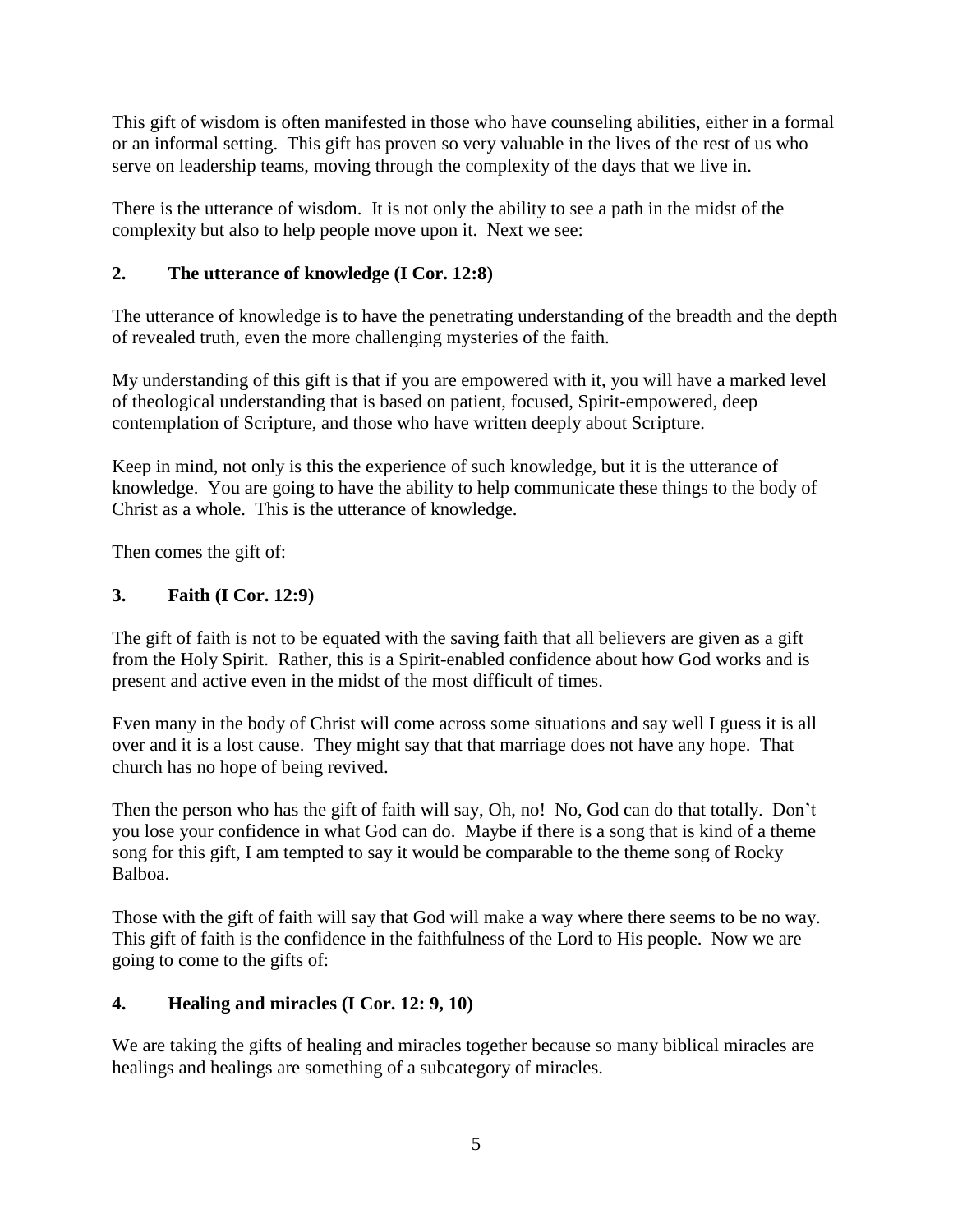This gift of wisdom is often manifested in those who have counseling abilities, either in a formal or an informal setting. This gift has proven so very valuable in the lives of the rest of us who serve on leadership teams, moving through the complexity of the days that we live in.

There is the utterance of wisdom. It is not only the ability to see a path in the midst of the complexity but also to help people move upon it. Next we see:

### 2. The utterance of knowledge (I Cor. 12:8)

The utterance of knowledge is to have the penetrating understanding of the breadth and the depth of revealed truth, even the more challenging mysteries of the faith.

My understanding of this gift is that if you are empowered with it, you will have a marked level of theological understanding that is based on patient, focused, Spirit-empowered, deep contemplation of Scripture, and those who have written deeply about Scripture.

Keep in mind, not only is this the experience of such knowledge, but it is the utterance of knowledge. You are going to have the ability to help communicate these things to the body of Christ as a whole. This is the utterance of knowledge.

Then comes the gift of:

### 3. Faith (I Cor. 12:9)

The gift of faith is not to be equated with the saving faith that all believers are given as a gift from the Holy Spirit. Rather, this is a Spirit-enabled confidence about how God works and is present and active even in the midst of the most difficult of times.

Even many in the body of Christ will come across some situations and say well I guess it is all over and it is a lost cause. They might say that that marriage does not have any hope. That church has no hope of being revived.

Then the person who has the gift of faith will say, Oh, no! No, God can do that totally. Don't you lose your confidence in what God can do. Maybe if there is a song that is kind of a theme song for this gift, I am tempted to say it would be comparable to the theme song of Rocky Balboa.

Those with the gift of faith will say that God will make a way where there seems to be no way. This gift of faith is the confidence in the faithfulness of the Lord to His people. Now we are going to come to the gifts of:

### 4. Healing and miracles (I Cor. 12: 9, 10)

We are taking the gifts of healing and miracles together because so many biblical miracles are healings and healings are something of a subcategory of miracles.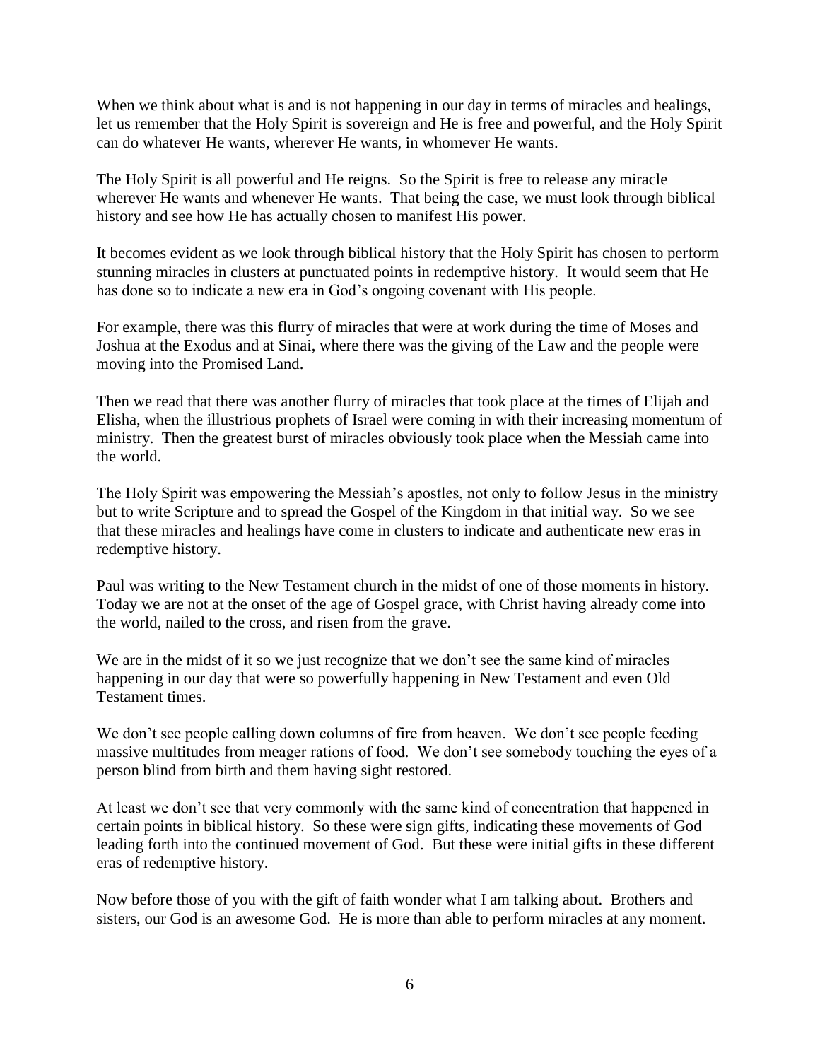When we think about what is and is not happening in our day in terms of miracles and healings, let us remember that the Holy Spirit is sovereign and He is free and powerful, and the Holy Spirit can do whatever He wants, wherever He wants, in whomever He wants.

The Holy Spirit is all powerful and He reigns. So the Spirit is free to release any miracle wherever He wants and whenever He wants. That being the case, we must look through biblical history and see how He has actually chosen to manifest His power.

It becomes evident as we look through biblical history that the Holy Spirit has chosen to perform stunning miracles in clusters at punctuated points in redemptive history. It would seem that He has done so to indicate a new era in God's ongoing covenant with His people.

For example, there was this flurry of miracles that were at work during the time of Moses and Joshua at the Exodus and at Sinai, where there was the giving of the Law and the people were moving into the Promised Land.

Then we read that there was another flurry of miracles that took place at the times of Elijah and Elisha, when the illustrious prophets of Israel were coming in with their increasing momentum of ministry. Then the greatest burst of miracles obviously took place when the Messiah came into the world.

The Holy Spirit was empowering the Messiah's apostles, not only to follow Jesus in the ministry but to write Scripture and to spread the Gospel of the Kingdom in that initial way. So we see that these miracles and healings have come in clusters to indicate and authenticate new eras in redemptive history.

Paul was writing to the New Testament church in the midst of one of those moments in history. Today we are not at the onset of the age of Gospel grace, with Christ having already come into the world, nailed to the cross, and risen from the grave.

We are in the midst of it so we just recognize that we don't see the same kind of miracles happening in our day that were so powerfully happening in New Testament and even Old Testament times.

We don't see people calling down columns of fire from heaven. We don't see people feeding massive multitudes from meager rations of food. We don't see somebody touching the eyes of a person blind from birth and them having sight restored.

At least we don't see that very commonly with the same kind of concentration that happened in certain points in biblical history. So these were sign gifts, indicating these movements of God leading forth into the continued movement of God. But these were initial gifts in these different eras of redemptive history.

Now before those of you with the gift of faith wonder what I am talking about. Brothers and sisters, our God is an awesome God. He is more than able to perform miracles at any moment.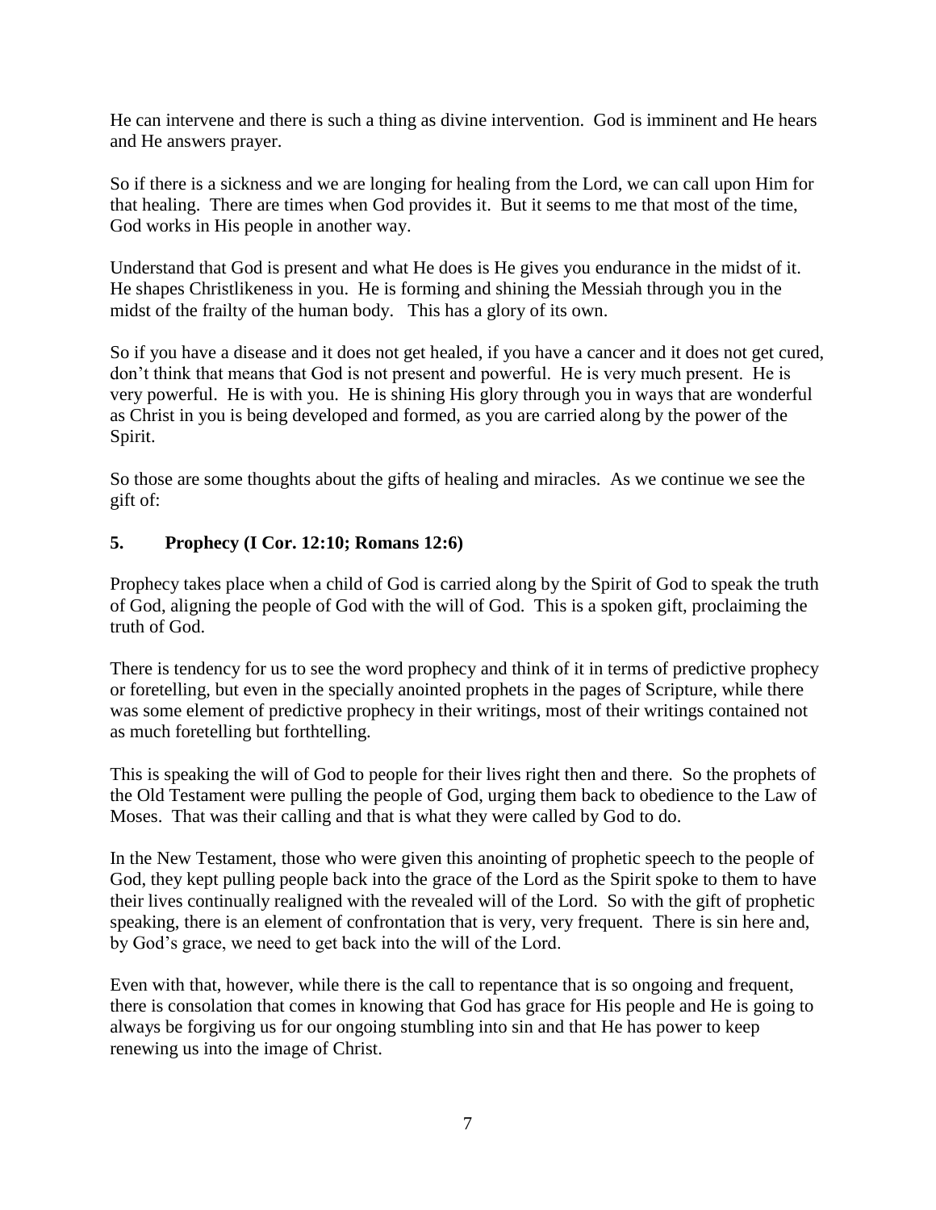He can intervene and there is such a thing as divine intervention. God is imminent and He hears and He answers prayer.

So if there is a sickness and we are longing for healing from the Lord, we can call upon Him for that healing. There are times when God provides it. But it seems to me that most of the time, God works in His people in another way.

Understand that God is present and what He does is He gives you endurance in the midst of it. He shapes Christlikeness in you. He is forming and shining the Messiah through you in the midst of the frailty of the human body. This has a glory of its own.

So if you have a disease and it does not get healed, if you have a cancer and it does not get cured, don't think that means that God is not present and powerful. He is very much present. He is very powerful. He is with you. He is shining His glory through you in ways that are wonderful as Christ in you is being developed and formed, as you are carried along by the power of the Spirit.

So those are some thoughts about the gifts of healing and miracles. As we continue we see the gift of:

**5. Prophecy (I Cor. 12:10; Romans 12:6)**

Prophecy takes place when a child of God is carried along by the Spirit of God to speak the truth of God, aligning the people of God with the will of God. This is a spoken gift, proclaiming the truth of God.

There is tendency for us to see the word prophecy and think of it in terms of predictive prophecy or foretelling, but even in the specially anointed prophets in the pages of Scripture, while there was some element of predictive prophecy in their writings, most of their writings contained not as much foretelling but forthtelling.

This is speaking the will of God to people for their lives right then and there. So the prophets of the Old Testament were pulling the people of God, urging them back to obedience to the Law of Moses. That was their calling and that is what they were called by God to do.

In the New Testament, those who were given this anointing of prophetic speech to the people of God, they kept pulling people back into the grace of the Lord as the Spirit spoke to them to have their lives continually realigned with the revealed will of the Lord. So with the gift of prophetic speaking, there is an element of confrontation that is very, very frequent. There is sin here and, by God's grace, we need to get back into the will of the Lord.

Even with that, however, while there is the call to repentance that is so ongoing and frequent, there is consolation that comes in knowing that God has grace for His people and He is going to always be forgiving us for our ongoing stumbling into sin and that He has power to keep renewing us into the image of Christ.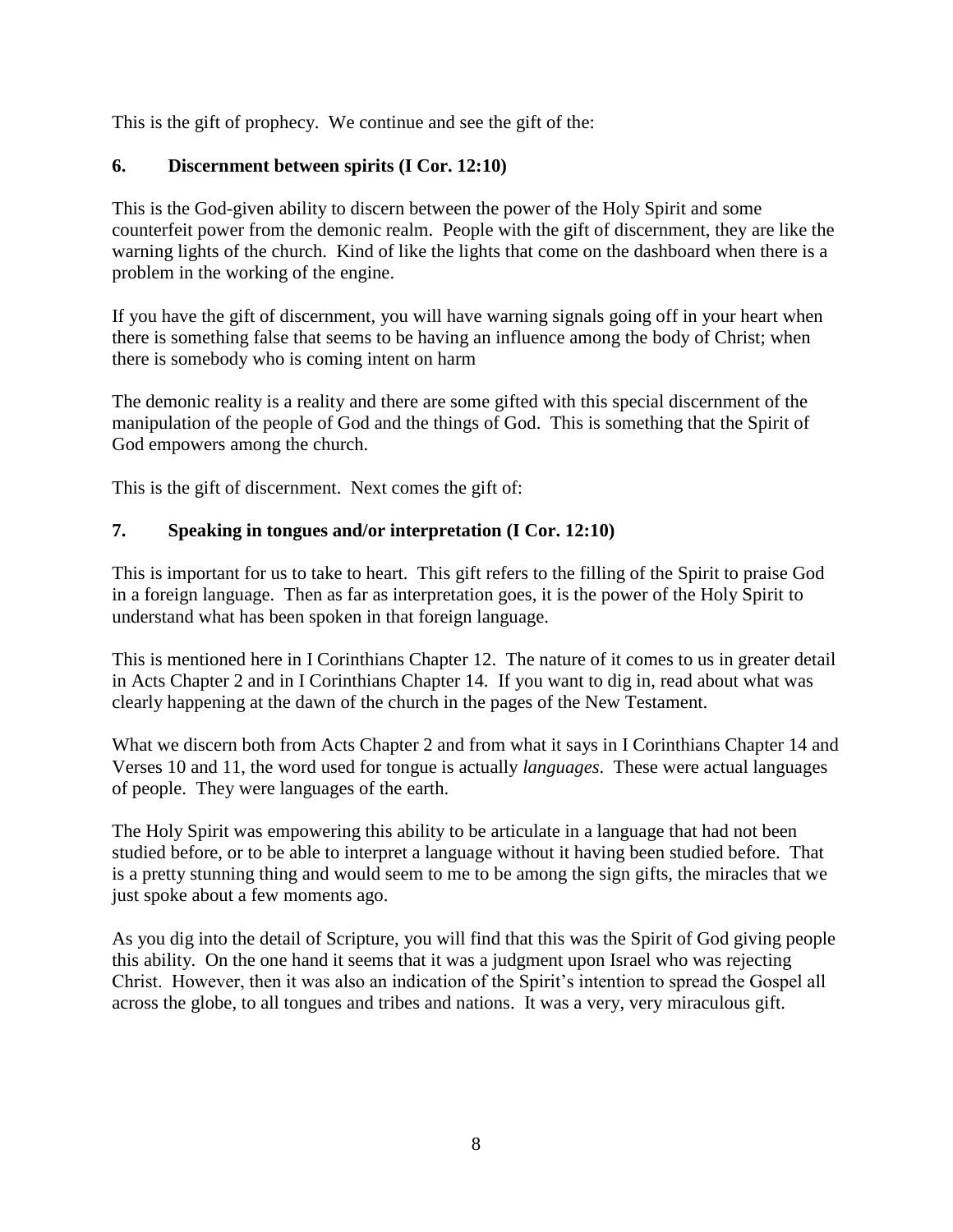This is the gift of prophecy. We continue and see the gift of the:

**6. Discernment between spirits (I Cor. 12:10)**

This is the God-given ability to discern between the power of the Holy Spirit and some counterfeit power from the demonic realm. People with the gift of discernment, they are like the warning lights of the church. Kind of like the lights that come on the dashboard when there is a problem in the working of the engine.

If you have the gift of discernment, you will have warning signals going off in your heart when there is something false that seems to be having an influence among the body of Christ; when there is somebody who is coming intent on harm

The demonic reality is a reality and there are some gifted with this special discernment of the manipulation of the people of God and the things of God. This is something that the Spirit of God empowers among the church.

This is the gift of discernment. Next comes the gift of:

**7. Speaking in tongues and/or interpretation (I Cor. 12:10)**

This is important for us to take to heart. This gift refers to the filling of the Spirit to praise God in a foreign language. Then as far as interpretation goes, it is the power of the Holy Spirit to understand what has been spoken in that foreign language.

This is mentioned here in I Corinthians Chapter 12. The nature of it comes to us in greater detail in Acts Chapter 2 and in I Corinthians Chapter 14. If you want to dig in, read about what was clearly happening at the dawn of the church in the pages of the New Testament.

What we discern both from Acts Chapter 2 and from what it says in I Corinthians Chapter 14 and Verses 10 and 11, the word used for tongue is actually *languages*. These were actual languages of people. They were languages of the earth.

The Holy Spirit was empowering this ability to be articulate in a language that had not been studied before, or to be able to interpret a language without it having been studied before. That is a pretty stunning thing and would seem to me to be among the sign gifts, the miracles that we just spoke about a few moments ago.

As you dig into the detail of Scripture, you will find that this was the Spirit of God giving people this ability. On the one hand it seems that it was a judgment upon Israel who was rejecting Christ. However, then it was also an indication of the Spirit's intention to spread the Gospel all across the globe, to all tongues and tribes and nations. It was a very, very miraculous gift.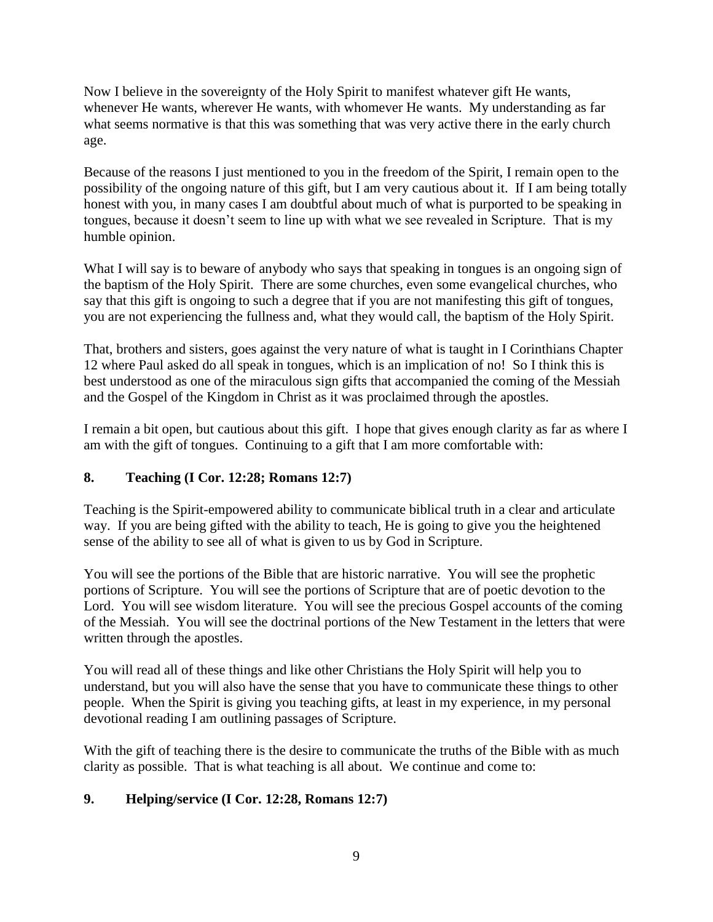Now I believe in the sovereignty of the Holy Spirit to manifest whatever gift He wants, whenever He wants, wherever He wants, with whomever He wants. My understanding as far what seems normative is that this was something that was very active there in the early church age.

Because of the reasons I just mentioned to you in the freedom of the Spirit, I remain open to the possibility of the ongoing nature of this gift, but I am very cautious about it. If I am being totally honest with you, in many cases I am doubtful about much of what is purported to be speaking in tongues, because it doesn't seem to line up with what we see revealed in Scripture. That is my humble opinion.

What I will say is to beware of anybody who says that speaking in tongues is an ongoing sign of the baptism of the Holy Spirit. There are some churches, even some evangelical churches, who say that this gift is ongoing to such a degree that if you are not manifesting this gift of tongues, you are not experiencing the fullness and, what they would call, the baptism of the Holy Spirit.

That, brothers and sisters, goes against the very nature of what is taught in I Corinthians Chapter 12 where Paul asked do all speak in tongues, which is an implication of no! So I think this is best understood as one of the miraculous sign gifts that accompanied the coming of the Messiah and the Gospel of the Kingdom in Christ as it was proclaimed through the apostles.

I remain a bit open, but cautious about this gift. I hope that gives enough clarity as far as where I am with the gift of tongues. Continuing to a gift that I am more comfortable with:

**8. Teaching (I Cor. 12:28; Romans 12:7)**

Teaching is the Spirit-empowered ability to communicate biblical truth in a clear and articulate way. If you are being gifted with the ability to teach, He is going to give you the heightened sense of the ability to see all of what is given to us by God in Scripture.

You will see the portions of the Bible that are historic narrative. You will see the prophetic portions of Scripture. You will see the portions of Scripture that are of poetic devotion to the Lord. You will see wisdom literature. You will see the precious Gospel accounts of the coming of the Messiah. You will see the doctrinal portions of the New Testament in the letters that were written through the apostles.

You will read all of these things and like other Christians the Holy Spirit will help you to understand, but you will also have the sense that you have to communicate these things to other people. When the Spirit is giving you teaching gifts, at least in my experience, in my personal devotional reading I am outlining passages of Scripture.

With the gift of teaching there is the desire to communicate the truths of the Bible with as much clarity as possible. That is what teaching is all about. We continue and come to:

**9. Helping/service (I Cor. 12:28, Romans 12:7)**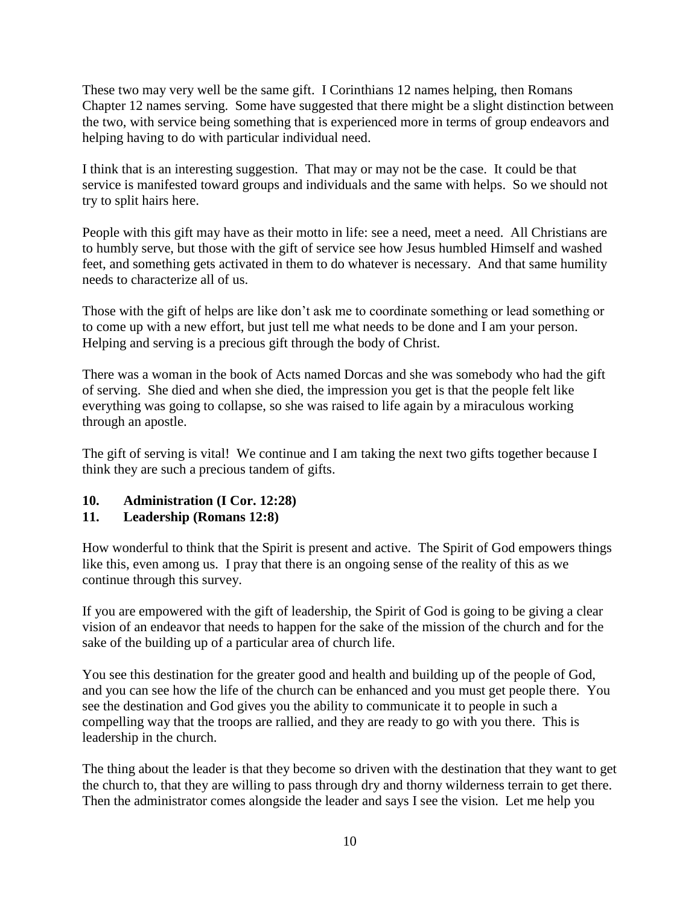These two may very well be the same gift. I Corinthians 12 names helping, then Romans Chapter 12 names serving. Some have suggested that there might be a slight distinction between the two, with service being something that is experienced more in terms of group endeavors and helping having to do with particular individual need.

I think that is an interesting suggestion. That may or may not be the case. It could be that service is manifested toward groups and individuals and the same with helps. So we should not try to split hairs here.

People with this gift may have as their motto in life: see a need, meet a need. All Christians are to humbly serve, but those with the gift of service see how Jesus humbled Himself and washed feet, and something gets activated in them to do whatever is necessary. And that same humility needs to characterize all of us.

Those with the gift of helps are like don't ask me to coordinate something or lead something or to come up with a new effort, but just tell me what needs to be done and I am your person. Helping and serving is a precious gift through the body of Christ.

There was a woman in the book of Acts named Dorcas and she was somebody who had the gift of serving. She died and when she died, the impression you get is that the people felt like everything was going to collapse, so she was raised to life again by a miraculous working through an apostle.

The gift of serving is vital! We continue and I am taking the next two gifts together because I think they are such a precious tandem of gifts.

**10. Administration (I Cor. 12:28)**
**11. Leadership (Romans 12:8)**

How wonderful to think that the Spirit is present and active. The Spirit of God empowers things like this, even among us. I pray that there is an ongoing sense of the reality of this as we continue through this survey.

If you are empowered with the gift of leadership, the Spirit of God is going to be giving a clear vision of an endeavor that needs to happen for the sake of the mission of the church and for the sake of the building up of a particular area of church life.

You see this destination for the greater good and health and building up of the people of God, and you can see how the life of the church can be enhanced and you must get people there. You see the destination and God gives you the ability to communicate it to people in such a compelling way that the troops are rallied, and they are ready to go with you there. This is leadership in the church.

The thing about the leader is that they become so driven with the destination that they want to get the church to, that they are willing to pass through dry and thorny wilderness terrain to get there. Then the administrator comes alongside the leader and says I see the vision. Let me help you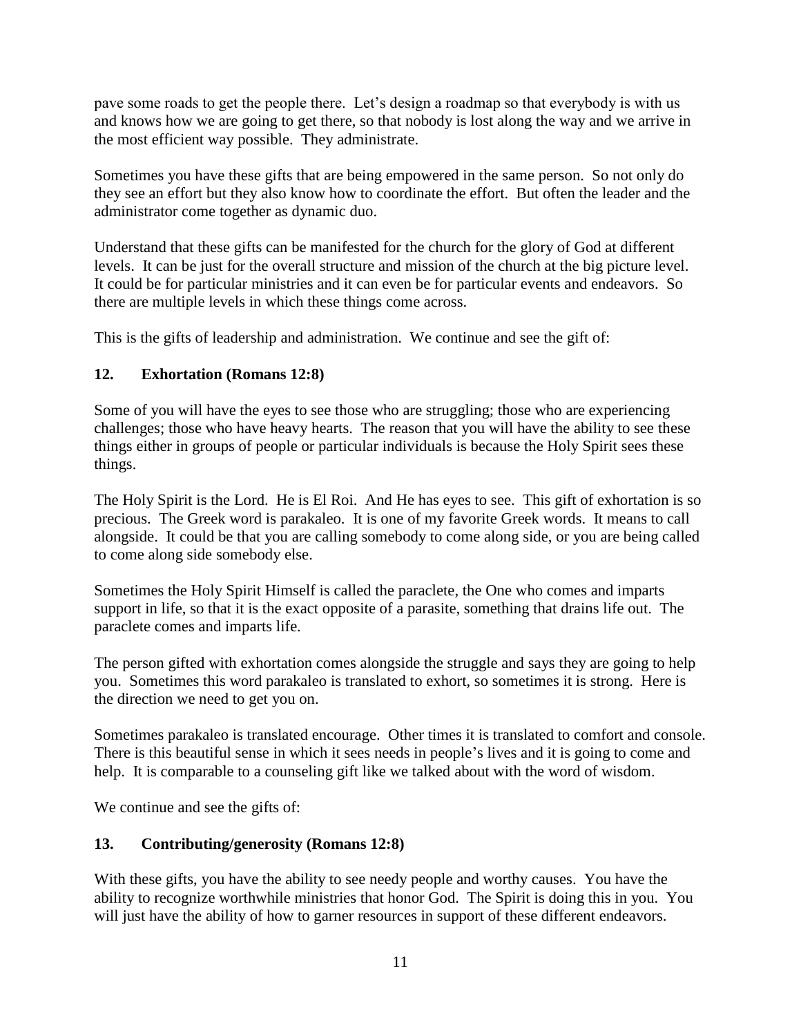pave some roads to get the people there. Let's design a roadmap so that everybody is with us and knows how we are going to get there, so that nobody is lost along the way and we arrive in the most efficient way possible. They administrate.

Sometimes you have these gifts that are being empowered in the same person. So not only do they see an effort but they also know how to coordinate the effort. But often the leader and the administrator come together as dynamic duo.

Understand that these gifts can be manifested for the church for the glory of God at different levels. It can be just for the overall structure and mission of the church at the big picture level. It could be for particular ministries and it can even be for particular events and endeavors. So there are multiple levels in which these things come across.

This is the gifts of leadership and administration. We continue and see the gift of:

**12. Exhortation (Romans 12:8)**

Some of you will have the eyes to see those who are struggling; those who are experiencing challenges; those who have heavy hearts. The reason that you will have the ability to see these things either in groups of people or particular individuals is because the Holy Spirit sees these things.

The Holy Spirit is the Lord. He is El Roi. And He has eyes to see. This gift of exhortation is so precious. The Greek word is parakaleo. It is one of my favorite Greek words. It means to call alongside. It could be that you are calling somebody to come along side, or you are being called to come along side somebody else.

Sometimes the Holy Spirit Himself is called the paraclete, the One who comes and imparts support in life, so that it is the exact opposite of a parasite, something that drains life out. The paraclete comes and imparts life.

The person gifted with exhortation comes alongside the struggle and says they are going to help you. Sometimes this word parakaleo is translated to exhort, so sometimes it is strong. Here is the direction we need to get you on.

Sometimes parakaleo is translated encourage. Other times it is translated to comfort and console. There is this beautiful sense in which it sees needs in people's lives and it is going to come and help. It is comparable to a counseling gift like we talked about with the word of wisdom.

We continue and see the gifts of:

**13. Contributing/generosity (Romans 12:8)**

With these gifts, you have the ability to see needy people and worthy causes. You have the ability to recognize worthwhile ministries that honor God. The Spirit is doing this in you. You will just have the ability of how to garner resources in support of these different endeavors.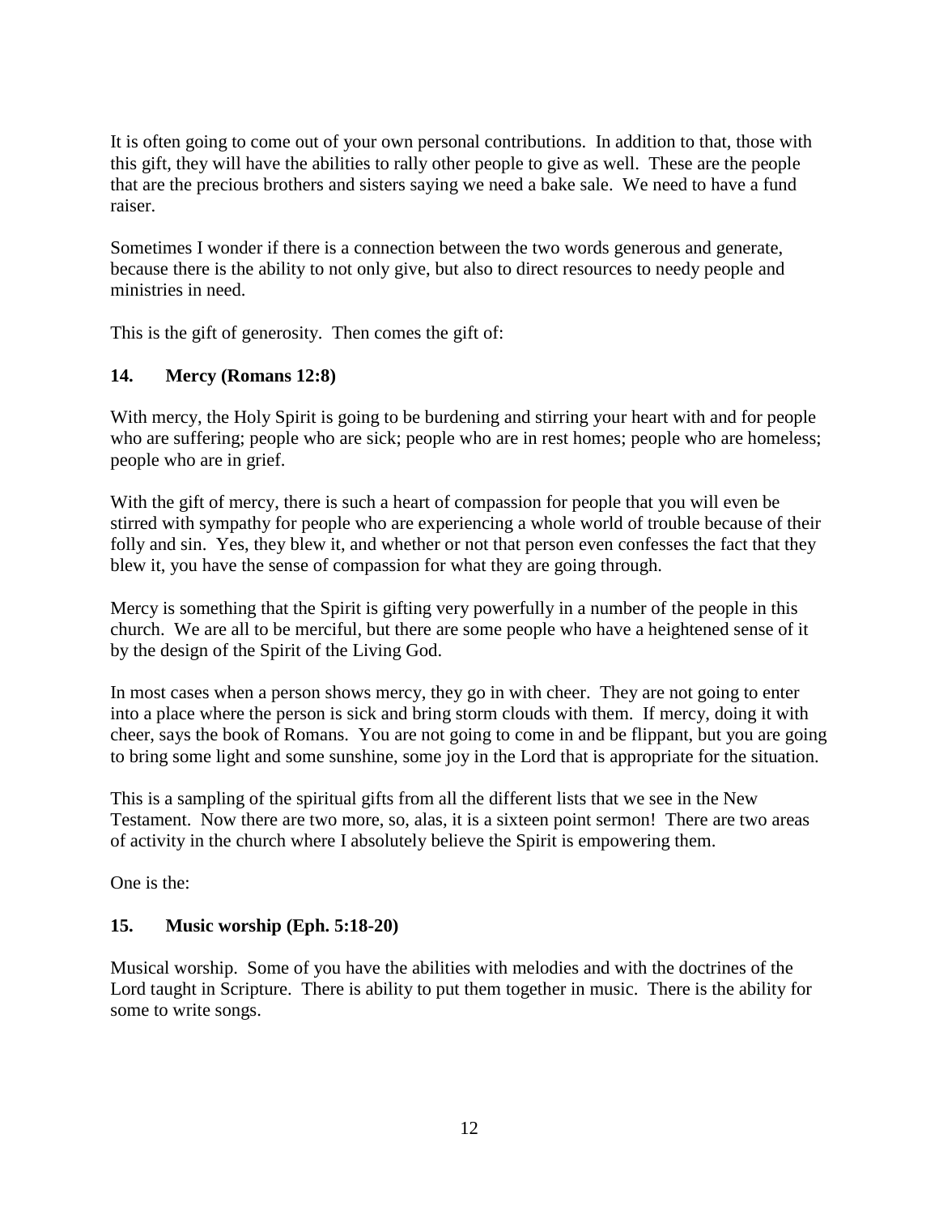It is often going to come out of your own personal contributions. In addition to that, those with this gift, they will have the abilities to rally other people to give as well. These are the people that are the precious brothers and sisters saying we need a bake sale. We need to have a fund raiser.

Sometimes I wonder if there is a connection between the two words generous and generate, because there is the ability to not only give, but also to direct resources to needy people and ministries in need.

This is the gift of generosity. Then comes the gift of:

**14. Mercy (Romans 12:8)**

With mercy, the Holy Spirit is going to be burdening and stirring your heart with and for people who are suffering; people who are sick; people who are in rest homes; people who are homeless; people who are in grief.

With the gift of mercy, there is such a heart of compassion for people that you will even be stirred with sympathy for people who are experiencing a whole world of trouble because of their folly and sin. Yes, they blew it, and whether or not that person even confesses the fact that they blew it, you have the sense of compassion for what they are going through.

Mercy is something that the Spirit is gifting very powerfully in a number of the people in this church. We are all to be merciful, but there are some people who have a heightened sense of it by the design of the Spirit of the Living God.

In most cases when a person shows mercy, they go in with cheer. They are not going to enter into a place where the person is sick and bring storm clouds with them. If mercy, doing it with cheer, says the book of Romans. You are not going to come in and be flippant, but you are going to bring some light and some sunshine, some joy in the Lord that is appropriate for the situation.

This is a sampling of the spiritual gifts from all the different lists that we see in the New Testament. Now there are two more, so, alas, it is a sixteen point sermon! There are two areas of activity in the church where I absolutely believe the Spirit is empowering them.

One is the:

**15. Music worship (Eph. 5:18-20)**

Musical worship. Some of you have the abilities with melodies and with the doctrines of the Lord taught in Scripture. There is ability to put them together in music. There is the ability for some to write songs.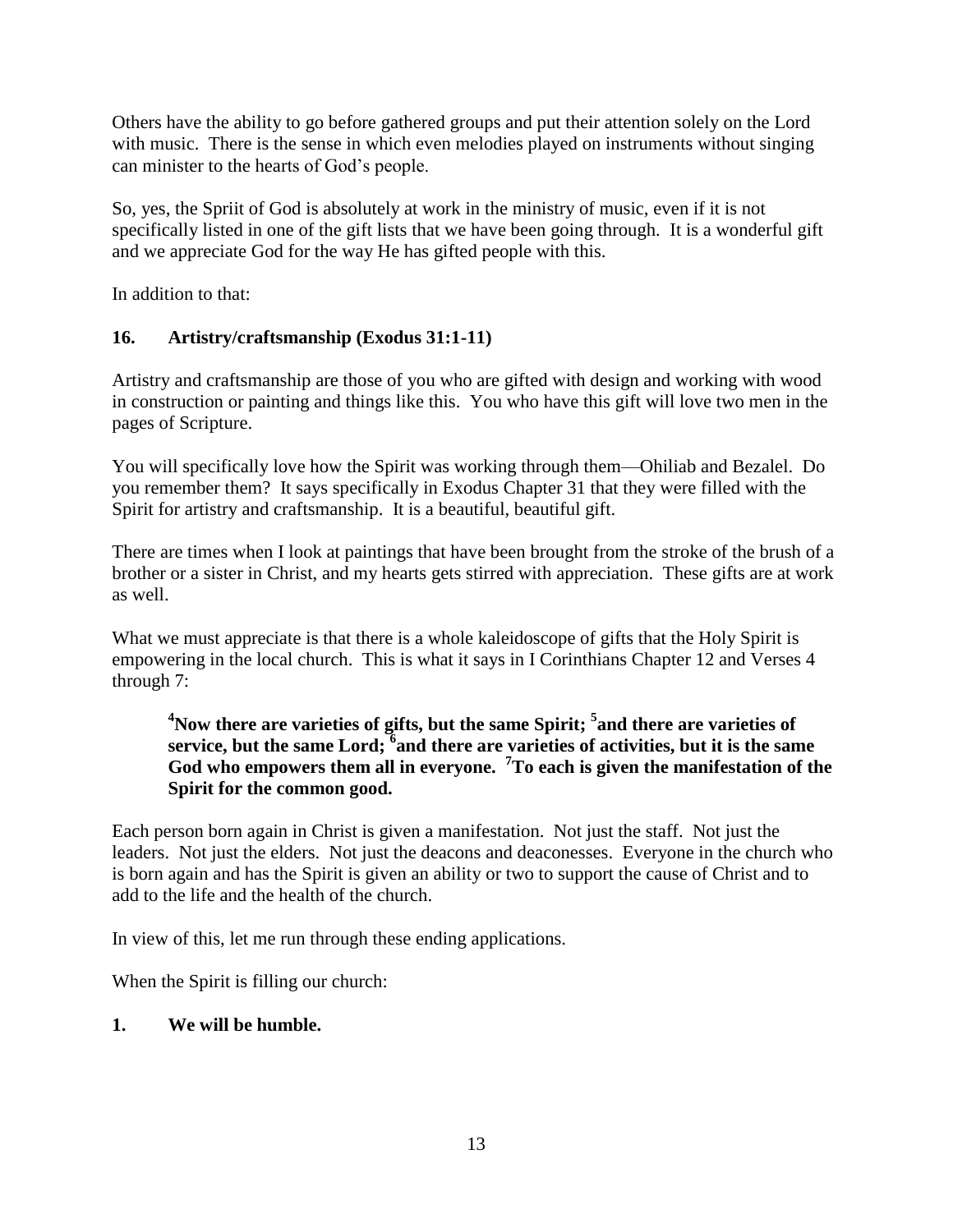Others have the ability to go before gathered groups and put their attention solely on the Lord with music. There is the sense in which even melodies played on instruments without singing can minister to the hearts of God's people.

So, yes, the Spriit of God is absolutely at work in the ministry of music, even if it is not specifically listed in one of the gift lists that we have been going through. It is a wonderful gift and we appreciate God for the way He has gifted people with this.

In addition to that:

**16. Artistry/craftsmanship (Exodus 31:1-11)**

Artistry and craftsmanship are those of you who are gifted with design and working with wood in construction or painting and things like this. You who have this gift will love two men in the pages of Scripture.

You will specifically love how the Spirit was working through them—Ohiliab and Bezalel. Do you remember them? It says specifically in Exodus Chapter 31 that they were filled with the Spirit for artistry and craftsmanship. It is a beautiful, beautiful gift.

There are times when I look at paintings that have been brought from the stroke of the brush of a brother or a sister in Christ, and my hearts gets stirred with appreciation. These gifts are at work as well.

What we must appreciate is that there is a whole kaleidoscope of gifts that the Holy Spirit is empowering in the local church. This is what it says in I Corinthians Chapter 12 and Verses 4 through 7:

> **[4]Now there are varieties of gifts, but the same Spirit; [5]and there are varieties of service, but the same Lord; [6]and there are varieties of activities, but it is the same God who empowers them all in everyone. [7]To each is given the manifestation of the Spirit for the common good.**

Each person born again in Christ is given a manifestation. Not just the staff. Not just the leaders. Not just the elders. Not just the deacons and deaconesses. Everyone in the church who is born again and has the Spirit is given an ability or two to support the cause of Christ and to add to the life and the health of the church.

In view of this, let me run through these ending applications.

When the Spirit is filling our church:

**1. We will be humble.**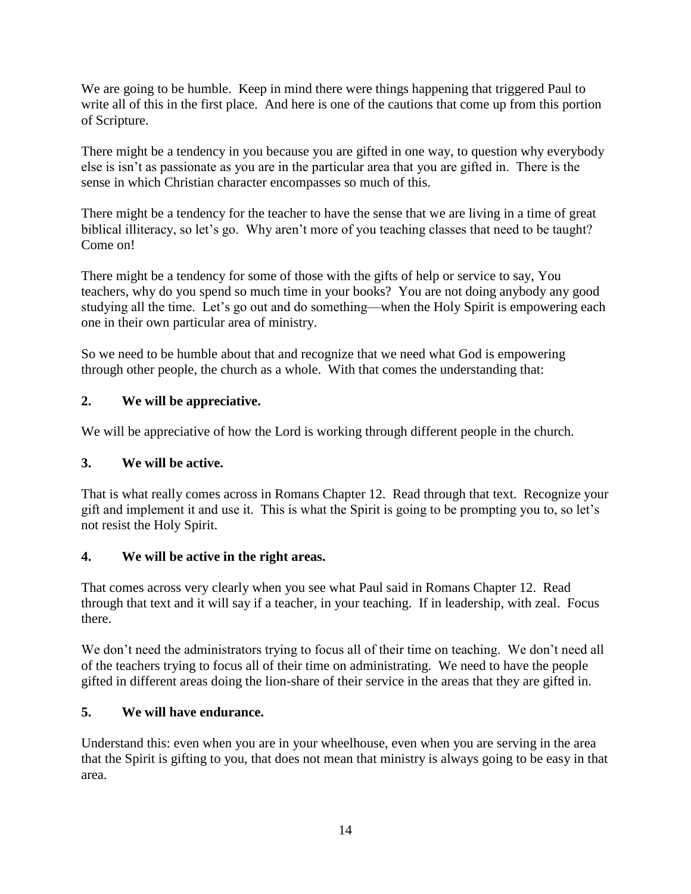We are going to be humble. Keep in mind there were things happening that triggered Paul to write all of this in the first place. And here is one of the cautions that come up from this portion of Scripture.

There might be a tendency in you because you are gifted in one way, to question why everybody else is isn't as passionate as you are in the particular area that you are gifted in. There is the sense in which Christian character encompasses so much of this.

There might be a tendency for the teacher to have the sense that we are living in a time of great biblical illiteracy, so let's go. Why aren't more of you teaching classes that need to be taught? Come on!

There might be a tendency for some of those with the gifts of help or service to say, You teachers, why do you spend so much time in your books? You are not doing anybody any good studying all the time. Let's go out and do something—when the Holy Spirit is empowering each one in their own particular area of ministry.

So we need to be humble about that and recognize that we need what God is empowering through other people, the church as a whole. With that comes the understanding that:

**2. We will be appreciative.**

We will be appreciative of how the Lord is working through different people in the church.

**3. We will be active.**

That is what really comes across in Romans Chapter 12. Read through that text. Recognize your gift and implement it and use it. This is what the Spirit is going to be prompting you to, so let's not resist the Holy Spirit.

**4. We will be active in the right areas.**

That comes across very clearly when you see what Paul said in Romans Chapter 12. Read through that text and it will say if a teacher, in your teaching. If in leadership, with zeal. Focus there.

We don't need the administrators trying to focus all of their time on teaching. We don't need all of the teachers trying to focus all of their time on administrating. We need to have the people gifted in different areas doing the lion-share of their service in the areas that they are gifted in.

**5. We will have endurance.**

Understand this: even when you are in your wheelhouse, even when you are serving in the area that the Spirit is gifting to you, that does not mean that ministry is always going to be easy in that area.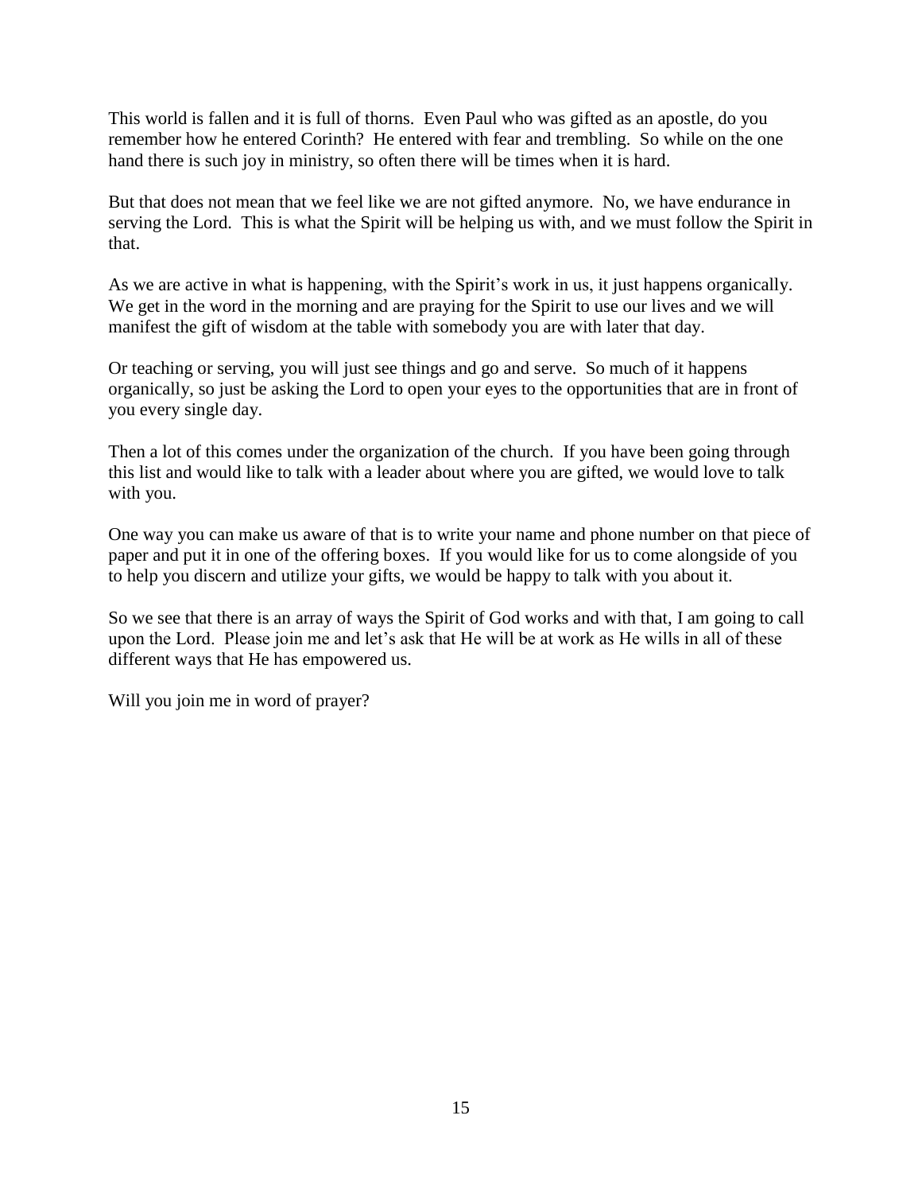This world is fallen and it is full of thorns. Even Paul who was gifted as an apostle, do you remember how he entered Corinth? He entered with fear and trembling. So while on the one hand there is such joy in ministry, so often there will be times when it is hard.

But that does not mean that we feel like we are not gifted anymore. No, we have endurance in serving the Lord. This is what the Spirit will be helping us with, and we must follow the Spirit in that.

As we are active in what is happening, with the Spirit's work in us, it just happens organically. We get in the word in the morning and are praying for the Spirit to use our lives and we will manifest the gift of wisdom at the table with somebody you are with later that day.

Or teaching or serving, you will just see things and go and serve. So much of it happens organically, so just be asking the Lord to open your eyes to the opportunities that are in front of you every single day.

Then a lot of this comes under the organization of the church. If you have been going through this list and would like to talk with a leader about where you are gifted, we would love to talk with you.

One way you can make us aware of that is to write your name and phone number on that piece of paper and put it in one of the offering boxes. If you would like for us to come alongside of you to help you discern and utilize your gifts, we would be happy to talk with you about it.

So we see that there is an array of ways the Spirit of God works and with that, I am going to call upon the Lord. Please join me and let's ask that He will be at work as He wills in all of these different ways that He has empowered us.

Will you join me in word of prayer?